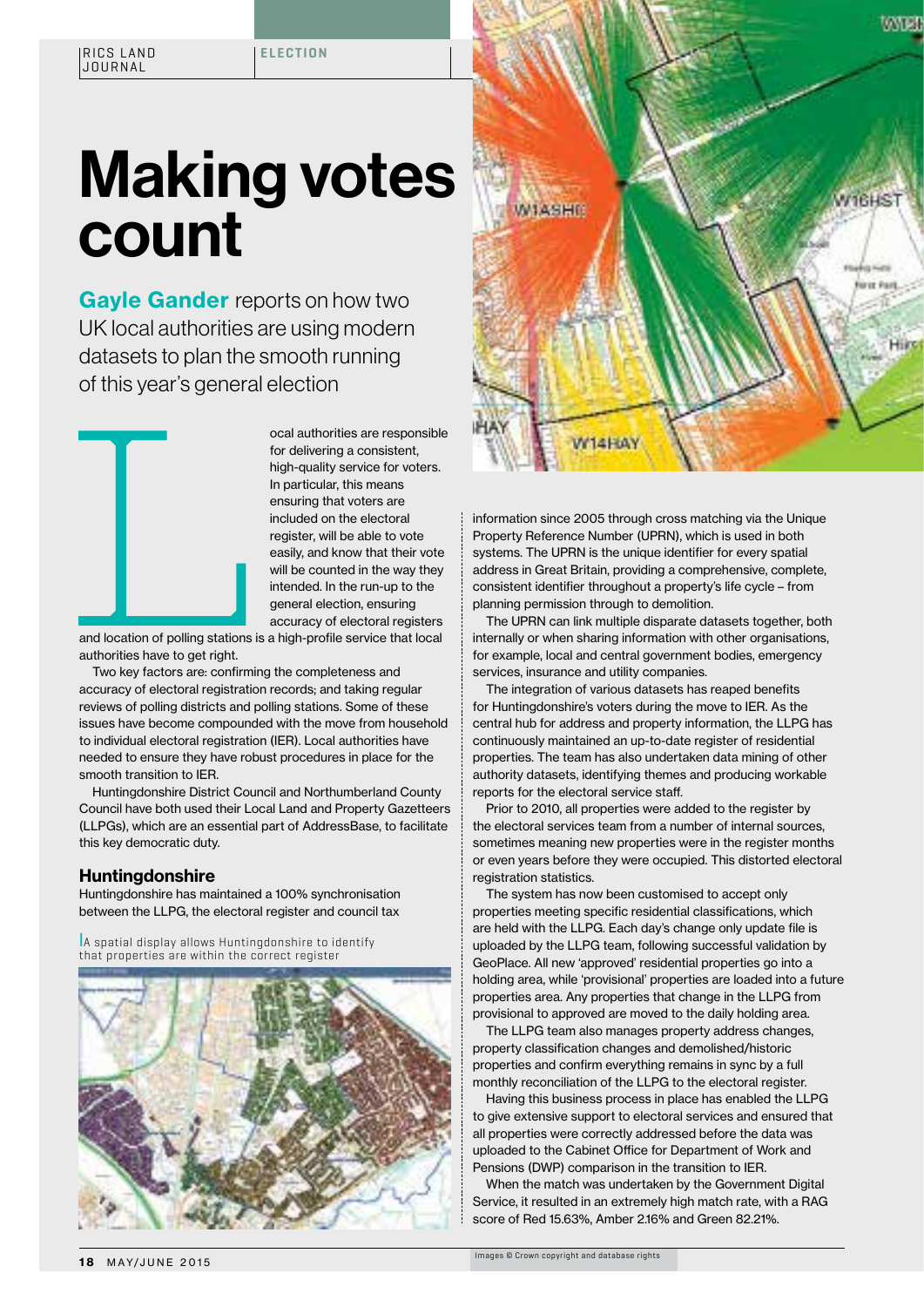# Making votes count

**Gayle Gander** reports on how two UK local authorities are using modern datasets to plan the smooth running of this year's general election

Local authorities are responsible for delivering a consistent, high-quality service for voters. In particular, this means ensuring that voters are included on the electoral register, will be able to vote easily, and know that their vote will be counted in the way they intended. In the run-up to the general election, ensuring accuracy of electoral registers and location of polling stations is a high-profile service that local authorities have to get right.

Two key factors are: confirming the completeness and accuracy of electoral registration records; and taking regular reviews of polling districts and polling stations. Some of these issues have become compounded with the move from household to individual electoral registration (IER). Local authorities have needed to ensure they have robust procedures in place for the smooth transition to IER.

Huntingdonshire District Council and Northumberland County Council have both used their Local Land and Property Gazetteers (LLPGs), which are an essential part of AddressBase, to facilitate this key democratic duty.

## Huntingdonshire

Huntingdonshire has maintained a 100% synchronisation between the LLPG, the electoral register and council tax

A spatial display allows Huntingdonshire to identify that properties are within the correct register

information since 2005 through cross matching via the Unique Property Reference Number (UPRN), which is used in both systems. The UPRN is the unique identifier for every spatial address in Great Britain, providing a comprehensive, complete, consistent identifier throughout a property's life cycle – from planning permission through to demolition.

The UPRN can link multiple disparate datasets together, both internally or when sharing information with other organisations, for example, local and central government bodies, emergency services, insurance and utility companies.

The integration of various datasets has reaped benefits for Huntingdonshire's voters during the move to IER. As the central hub for address and property information, the LLPG has continuously maintained an up-to-date register of residential properties. The team has also undertaken data mining of other authority datasets, identifying themes and producing workable reports for the electoral service staff.

Prior to 2010, all properties were added to the register by the electoral services team from a number of internal sources, sometimes meaning new properties were in the register months or even years before they were occupied. This distorted electoral registration statistics.

The system has now been customised to accept only properties meeting specific residential classifications, which are held with the LLPG. Each day's change only update file is uploaded by the LLPG team, following successful validation by GeoPlace. All new 'approved' residential properties go into a holding area, while 'provisional' properties are loaded into a future properties area. Any properties that change in the LLPG from provisional to approved are moved to the daily holding area.

The LLPG team also manages property address changes, property classification changes and demolished/historic properties and confirm everything remains in sync by a full monthly reconciliation of the LLPG to the electoral register.

Having this business process in place has enabled the LLPG to give extensive support to electoral services and ensured that all properties were correctly addressed before the data was uploaded to the Cabinet Office for Department of Work and Pensions (DWP) comparison in the transition to IER.

When the match was undertaken by the Government Digital Service, it resulted in an extremely high match rate, with a RAG score of Red 15.63%, Amber 2.16% and Green 82.21%.

Images © Crown copyright and database rights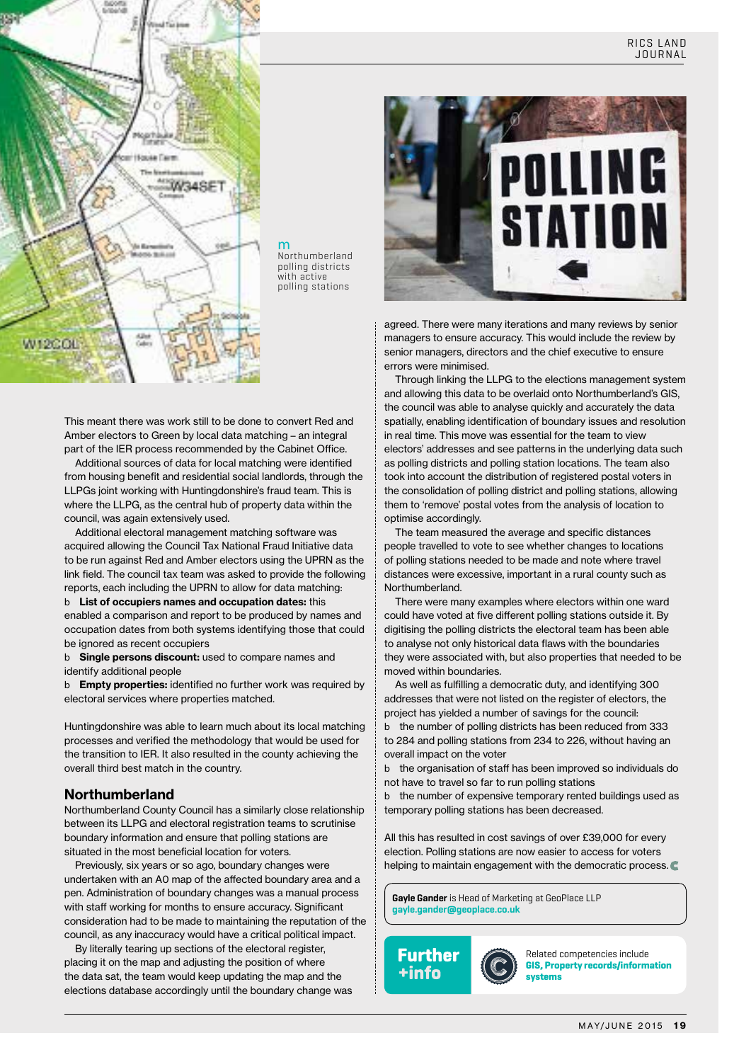Northumberland polling districts with active polling stations

This meant there was work still to be done to convert Red and Amber electors to Green by local data matching – an integral part of the IER process recommended by the Cabinet Office.

Additional sources of data for local matching were identified from housing benefit and residential social landlords, through the LLPGs joint working with Huntingdonshire's fraud team. This is where the LLPG, as the central hub of property data within the council, was again extensively used.

Additional electoral management matching software was acquired allowing the Council Tax National Fraud Initiative data to be run against Red and Amber electors using the UPRN as the link field. The council tax team was asked to provide the following reports, each including the UPRN to allow for data matching:

- **List of occupiers names and occupation dates:** this enabled a comparison and report to be produced by names and occupation dates from both systems identifying those that could be ignored as recent occupiers
- **Single persons discount:** used to compare names and identify additional people
- **Empty properties:** identified no further work was required by electoral services where properties matched.

Huntingdonshire was able to learn much about its local matching processes and verified the methodology that would be used for the transition to IER. It also resulted in the county achieving the overall third best match in the country.

## Northumberland

Northumberland County Council has a similarly close relationship between its LLPG and electoral registration teams to scrutinise boundary information and ensure that polling stations are situated in the most beneficial location for voters.

Previously, six years or so ago, boundary changes were undertaken with an A0 map of the affected boundary area and a pen. Administration of boundary changes was a manual process with staff working for months to ensure accuracy. Significant consideration had to be made to maintaining the reputation of the council, as any inaccuracy would have a critical political impact.

By literally tearing up sections of the electoral register, placing it on the map and adjusting the position of where the data sat, the team would keep updating the map and the elections database accordingly until the boundary change was agreed. There were many iterations and many reviews by senior managers to ensure accuracy. This would include the review by senior managers, directors and the chief executive to ensure errors were minimised.

Through linking the LLPG to the elections management system and allowing this data to be overlaid onto Northumberland's GIS, the council was able to analyse quickly and accurately the data spatially, enabling identification of boundary issues and resolution in real time. This move was essential for the team to view electors' addresses and see patterns in the underlying data such as polling districts and polling station locations. The team also took into account the distribution of registered postal voters in the consolidation of polling district and polling stations, allowing them to 'remove' postal votes from the analysis of location to optimise accordingly.

The team measured the average and specific distances people travelled to vote to see whether changes to locations of polling stations needed to be made and note where travel distances were excessive, important in a rural county such as Northumberland.

There were many examples where electors within one ward could have voted at five different polling stations outside it. By digitising the polling districts the electoral team has been able to analyse not only historical data flaws with the boundaries they were associated with, but also properties that needed to be moved within boundaries.

As well as fulfilling a democratic duty, and identifying 300 addresses that were not listed on the register of electors, the project has yielded a number of savings for the council:

- the number of polling districts has been reduced from 333 to 284 and polling stations from 234 to 226, without having an overall impact on the voter
- the organisation of staff has been improved so individuals do not have to travel so far to run polling stations
- the number of expensive temporary rented buildings used as temporary polling stations has been decreased.

All this has resulted in cost savings of over £39,000 for every election. Polling stations are now easier to access for voters helping to maintain engagement with the democratic process.

**Gayle Gander** is Head of Marketing at GeoPlace LLP
**gayle.gander@geoplace.co.uk**

**Further +info**

Related competencies include **GIS, Property records/information systems**